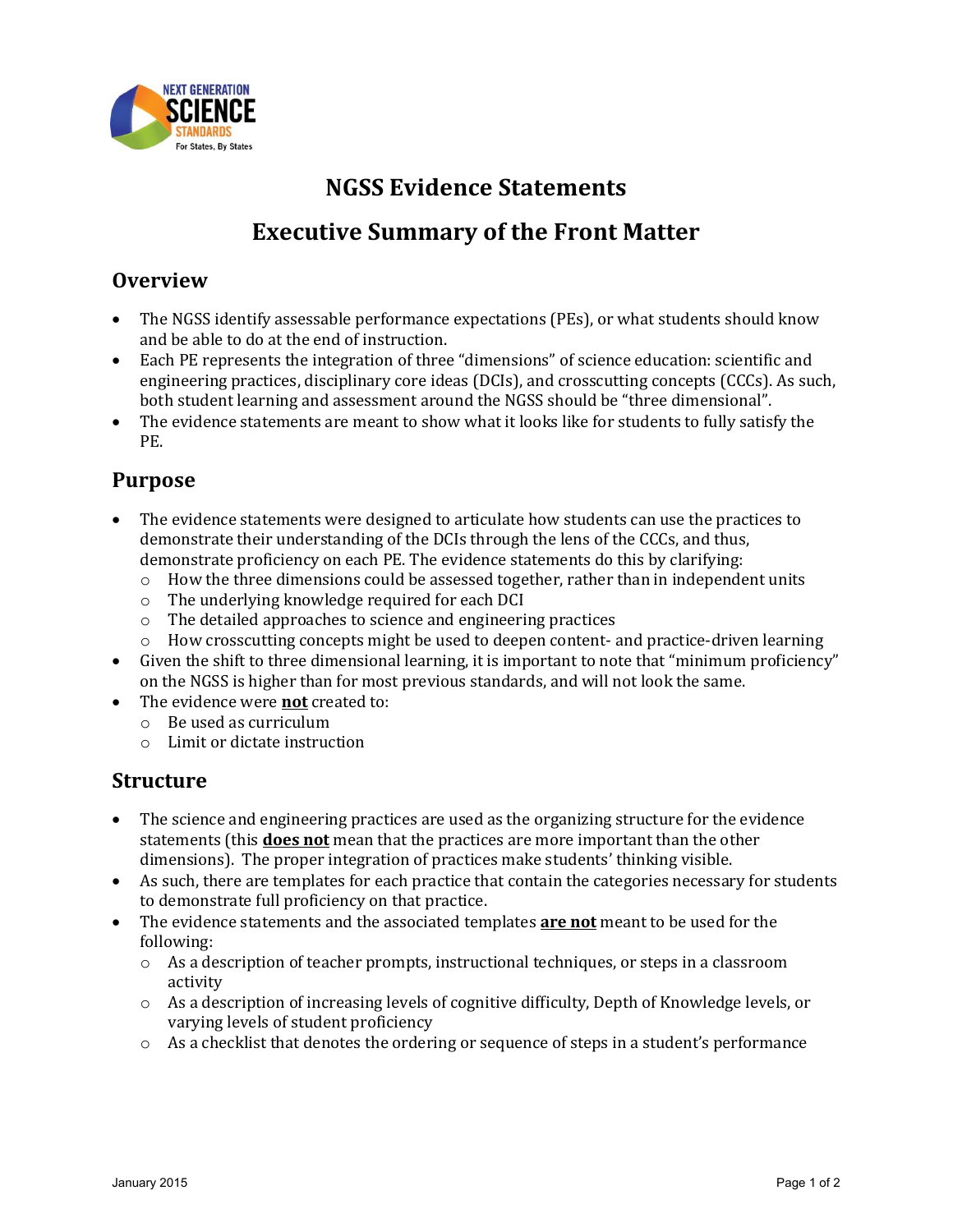# NGSS Evidence Statements

## Executive Summary of the Front Matter

### Overview

- The NGSS identify assessable performance expectations (PEs), or what students should know and be able to do at the end of instruction.
- Each PE represents the integration of three "dimensions" of science education: scientific and engineering practices, disciplinary core ideas (DCIs), and crosscutting concepts (CCCs). As such, both student learning and assessment around the NGSS should be "three dimensional".
- The evidence statements are meant to show what it looks like for students to fully satisfy the PE.

### Purpose

- The evidence statements were designed to articulate how students can use the practices to demonstrate their understanding of the DCIs through the lens of the CCCs, and thus, demonstrate proficiency on each PE. The evidence statements do this by clarifying:
  - How the three dimensions could be assessed together, rather than in independent units
  - The underlying knowledge required for each DCI
  - The detailed approaches to science and engineering practices
  - How crosscutting concepts might be used to deepen content- and practice-driven learning
- Given the shift to three dimensional learning, it is important to note that "minimum proficiency" on the NGSS is higher than for most previous standards, and will not look the same.
- The evidence were **not** created to:
  - Be used as curriculum
  - Limit or dictate instruction

### Structure

- The science and engineering practices are used as the organizing structure for the evidence statements (this **does not** mean that the practices are more important than the other dimensions). The proper integration of practices make students' thinking visible.
- As such, there are templates for each practice that contain the categories necessary for students to demonstrate full proficiency on that practice.
- The evidence statements and the associated templates **are not** meant to be used for the following:
  - As a description of teacher prompts, instructional techniques, or steps in a classroom activity
  - As a description of increasing levels of cognitive difficulty, Depth of Knowledge levels, or varying levels of student proficiency
  - As a checklist that denotes the ordering or sequence of steps in a student's performance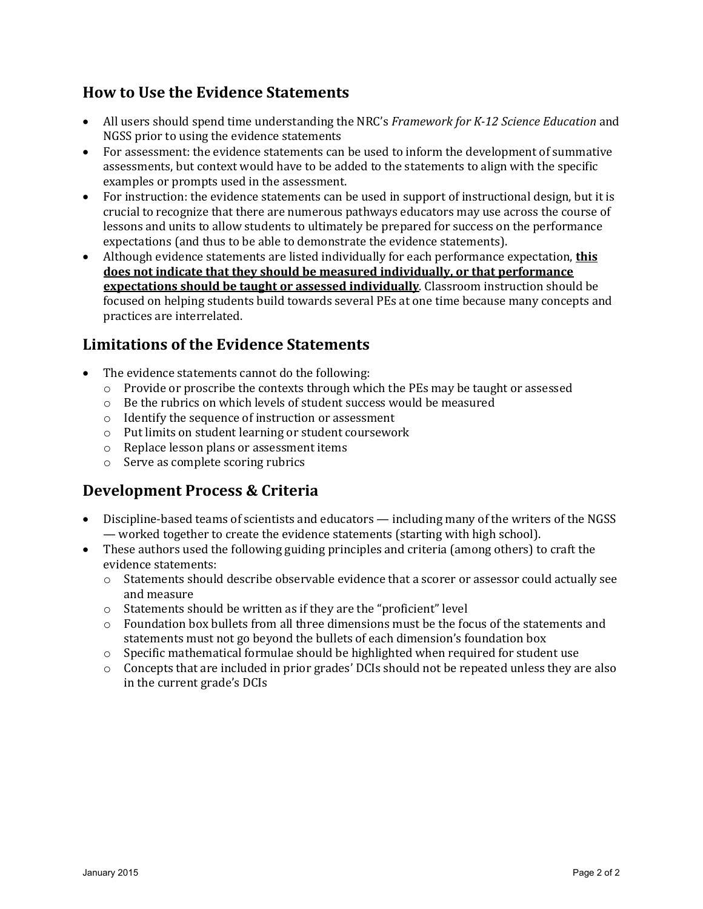## How to Use the Evidence Statements

- All users should spend time understanding the NRC's *Framework for K-12 Science Education* and NGSS prior to using the evidence statements
- For assessment: the evidence statements can be used to inform the development of summative assessments, but context would have to be added to the statements to align with the specific examples or prompts used in the assessment.
- For instruction: the evidence statements can be used in support of instructional design, but it is crucial to recognize that there are numerous pathways educators may use across the course of lessons and units to allow students to ultimately be prepared for success on the performance expectations (and thus to be able to demonstrate the evidence statements).
- Although evidence statements are listed individually for each performance expectation, <u>**this does not indicate that they should be measured individually, or that performance expectations should be taught or assessed individually**</u>. Classroom instruction should be focused on helping students build towards several PEs at one time because many concepts and practices are interrelated.

## Limitations of the Evidence Statements

- The evidence statements cannot do the following:
  - Provide or proscribe the contexts through which the PEs may be taught or assessed
  - Be the rubrics on which levels of student success would be measured
  - Identify the sequence of instruction or assessment
  - Put limits on student learning or student coursework
  - Replace lesson plans or assessment items
  - Serve as complete scoring rubrics

## Development Process & Criteria

- Discipline-based teams of scientists and educators — including many of the writers of the NGSS — worked together to create the evidence statements (starting with high school).
- These authors used the following guiding principles and criteria (among others) to craft the evidence statements:
  - Statements should describe observable evidence that a scorer or assessor could actually see and measure
  - Statements should be written as if they are the "proficient" level
  - Foundation box bullets from all three dimensions must be the focus of the statements and statements must not go beyond the bullets of each dimension's foundation box
  - Specific mathematical formulae should be highlighted when required for student use
  - Concepts that are included in prior grades' DCIs should not be repeated unless they are also in the current grade's DCIs

January 2015